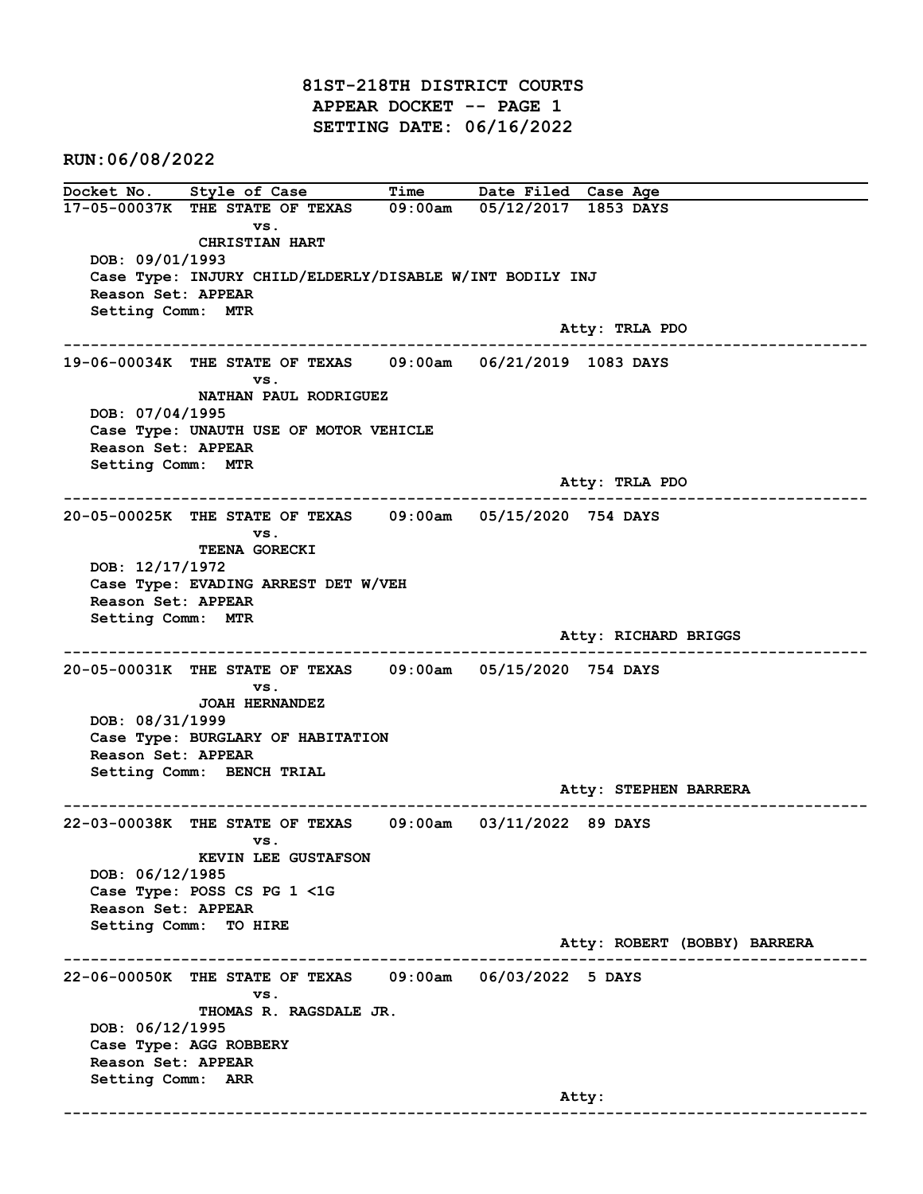# 81ST-218TH DISTRICT COURTS
## APPEAR DOCKET -- PAGE 1
## SETTING DATE: 06/16/2022

**RUN:06/08/2022**

| Docket No. | Style of Case | Time | Date Filed | Case Age |
|---|---|---|---|---|

**17-05-00037K** THE STATE OF TEXAS vs. CHRISTIAN HART — 09:00am — 05/12/2017 — 1853 DAYS

DOB: 09/01/1993
Case Type: INJURY CHILD/ELDERLY/DISABLE W/INT BODILY INJ
Reason Set: APPEAR
Setting Comm: MTR
Atty: TRLA PDO

---

**19-06-00034K** THE STATE OF TEXAS vs. NATHAN PAUL RODRIGUEZ — 09:00am — 06/21/2019 — 1083 DAYS

DOB: 07/04/1995
Case Type: UNAUTH USE OF MOTOR VEHICLE
Reason Set: APPEAR
Setting Comm: MTR
Atty: TRLA PDO

---

**20-05-00025K** THE STATE OF TEXAS vs. TEENA GORECKI — 09:00am — 05/15/2020 — 754 DAYS

DOB: 12/17/1972
Case Type: EVADING ARREST DET W/VEH
Reason Set: APPEAR
Setting Comm: MTR
Atty: RICHARD BRIGGS

---

**20-05-00031K** THE STATE OF TEXAS vs. JOAH HERNANDEZ — 09:00am — 05/15/2020 — 754 DAYS

DOB: 08/31/1999
Case Type: BURGLARY OF HABITATION
Reason Set: APPEAR
Setting Comm: BENCH TRIAL
Atty: STEPHEN BARRERA

---

**22-03-00038K** THE STATE OF TEXAS vs. KEVIN LEE GUSTAFSON — 09:00am — 03/11/2022 — 89 DAYS

DOB: 06/12/1985
Case Type: POSS CS PG 1 <1G
Reason Set: APPEAR
Setting Comm: TO HIRE
Atty: ROBERT (BOBBY) BARRERA

---

**22-06-00050K** THE STATE OF TEXAS vs. THOMAS R. RAGSDALE JR. — 09:00am — 06/03/2022 — 5 DAYS

DOB: 06/12/1995
Case Type: AGG ROBBERY
Reason Set: APPEAR
Setting Comm: ARR
Atty:

---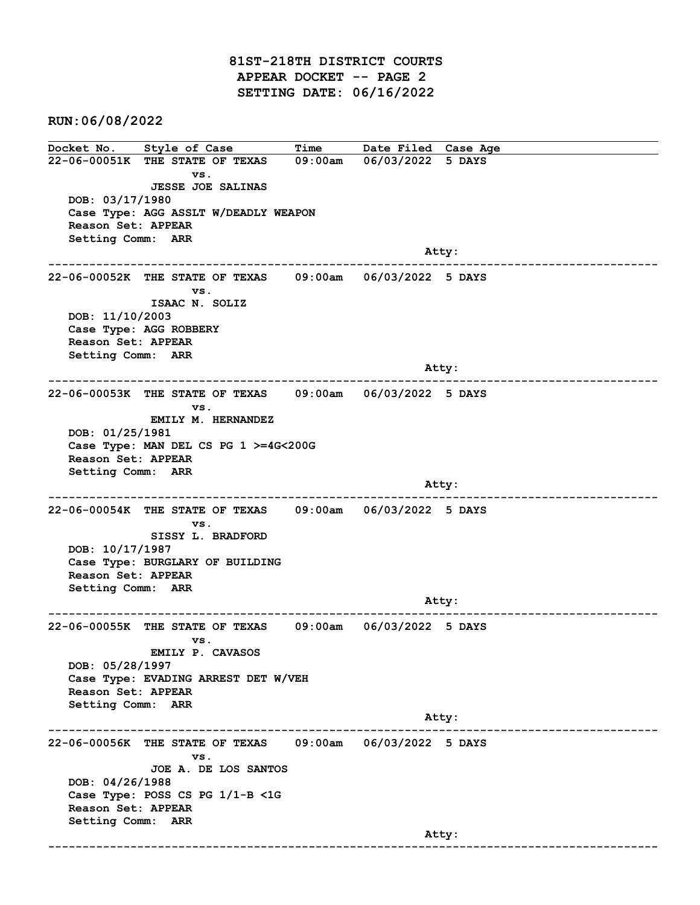# 81ST-218TH DISTRICT COURTS
## APPEAR DOCKET -- PAGE 2
## SETTING DATE: 06/16/2022

**RUN:06/08/2022**

| Docket No. | Style of Case | Time | Date Filed | Case Age |
|---|---|---|---|---|
| 22-06-00051K | THE STATE OF TEXAS vs. JESSE JOE SALINAS | 09:00am | 06/03/2022 | 5 DAYS |

DOB: 03/17/1980
Case Type: AGG ASSLT W/DEADLY WEAPON
Reason Set: APPEAR
Setting Comm: ARR
Atty:

---

| Docket No. | Style of Case | Time | Date Filed | Case Age |
|---|---|---|---|---|
| 22-06-00052K | THE STATE OF TEXAS vs. ISAAC N. SOLIZ | 09:00am | 06/03/2022 | 5 DAYS |

DOB: 11/10/2003
Case Type: AGG ROBBERY
Reason Set: APPEAR
Setting Comm: ARR
Atty:

---

| Docket No. | Style of Case | Time | Date Filed | Case Age |
|---|---|---|---|---|
| 22-06-00053K | THE STATE OF TEXAS vs. EMILY M. HERNANDEZ | 09:00am | 06/03/2022 | 5 DAYS |

DOB: 01/25/1981
Case Type: MAN DEL CS PG 1 >=4G<200G
Reason Set: APPEAR
Setting Comm: ARR
Atty:

---

| Docket No. | Style of Case | Time | Date Filed | Case Age |
|---|---|---|---|---|
| 22-06-00054K | THE STATE OF TEXAS vs. SISSY L. BRADFORD | 09:00am | 06/03/2022 | 5 DAYS |

DOB: 10/17/1987
Case Type: BURGLARY OF BUILDING
Reason Set: APPEAR
Setting Comm: ARR
Atty:

---

| Docket No. | Style of Case | Time | Date Filed | Case Age |
|---|---|---|---|---|
| 22-06-00055K | THE STATE OF TEXAS vs. EMILY P. CAVASOS | 09:00am | 06/03/2022 | 5 DAYS |

DOB: 05/28/1997
Case Type: EVADING ARREST DET W/VEH
Reason Set: APPEAR
Setting Comm: ARR
Atty:

---

| Docket No. | Style of Case | Time | Date Filed | Case Age |
|---|---|---|---|---|
| 22-06-00056K | THE STATE OF TEXAS vs. JOE A. DE LOS SANTOS | 09:00am | 06/03/2022 | 5 DAYS |

DOB: 04/26/1988
Case Type: POSS CS PG 1/1-B <1G
Reason Set: APPEAR
Setting Comm: ARR
Atty:

---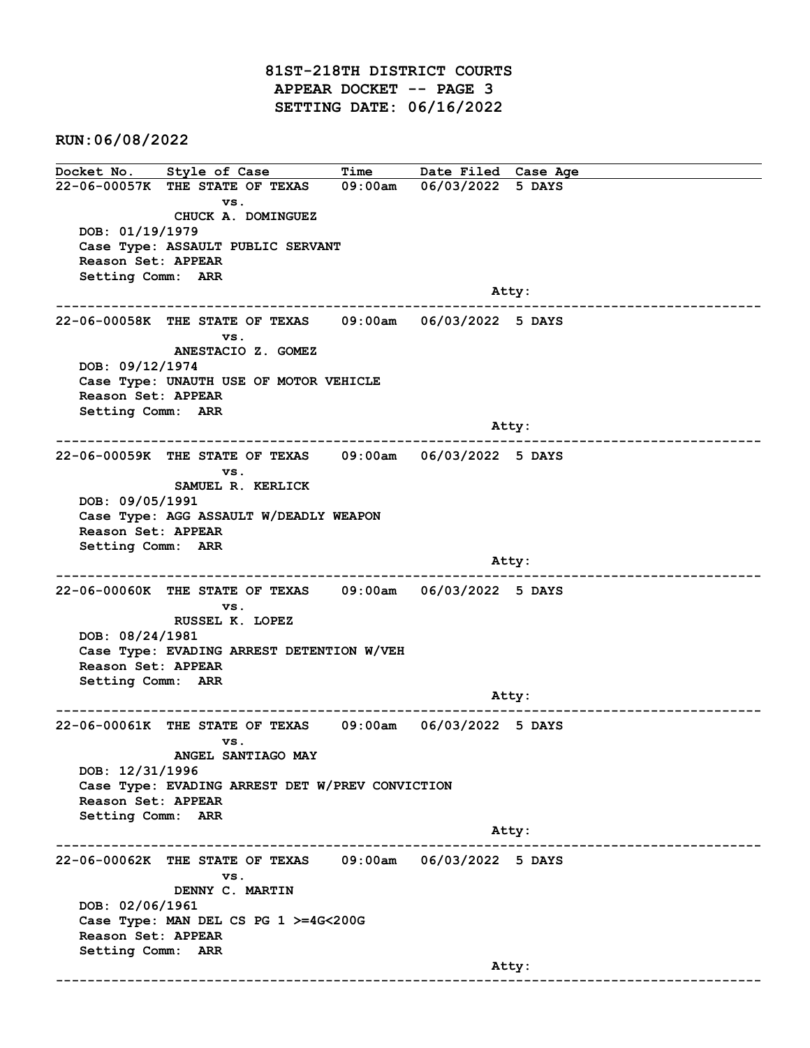# 81ST-218TH DISTRICT COURTS
## APPEAR DOCKET -- PAGE 3
## SETTING DATE: 06/16/2022

RUN:06/08/2022

| Docket No. | Style of Case | Time | Date Filed | Case Age |
|---|---|---|---|---|

---

**22-06-00057K** THE STATE OF TEXAS vs. CHUCK A. DOMINGUEZ — 09:00am — 06/03/2022 — 5 DAYS

DOB: 01/19/1979
Case Type: ASSAULT PUBLIC SERVANT
Reason Set: APPEAR
Setting Comm: ARR
Atty:

---

**22-06-00058K** THE STATE OF TEXAS vs. ANESTACIO Z. GOMEZ — 09:00am — 06/03/2022 — 5 DAYS

DOB: 09/12/1974
Case Type: UNAUTH USE OF MOTOR VEHICLE
Reason Set: APPEAR
Setting Comm: ARR
Atty:

---

**22-06-00059K** THE STATE OF TEXAS vs. SAMUEL R. KERLICK — 09:00am — 06/03/2022 — 5 DAYS

DOB: 09/05/1991
Case Type: AGG ASSAULT W/DEADLY WEAPON
Reason Set: APPEAR
Setting Comm: ARR
Atty:

---

**22-06-00060K** THE STATE OF TEXAS vs. RUSSEL K. LOPEZ — 09:00am — 06/03/2022 — 5 DAYS

DOB: 08/24/1981
Case Type: EVADING ARREST DETENTION W/VEH
Reason Set: APPEAR
Setting Comm: ARR
Atty:

---

**22-06-00061K** THE STATE OF TEXAS vs. ANGEL SANTIAGO MAY — 09:00am — 06/03/2022 — 5 DAYS

DOB: 12/31/1996
Case Type: EVADING ARREST DET W/PREV CONVICTION
Reason Set: APPEAR
Setting Comm: ARR
Atty:

---

**22-06-00062K** THE STATE OF TEXAS vs. DENNY C. MARTIN — 09:00am — 06/03/2022 — 5 DAYS

DOB: 02/06/1961
Case Type: MAN DEL CS PG 1 >=4G<200G
Reason Set: APPEAR
Setting Comm: ARR
Atty:

---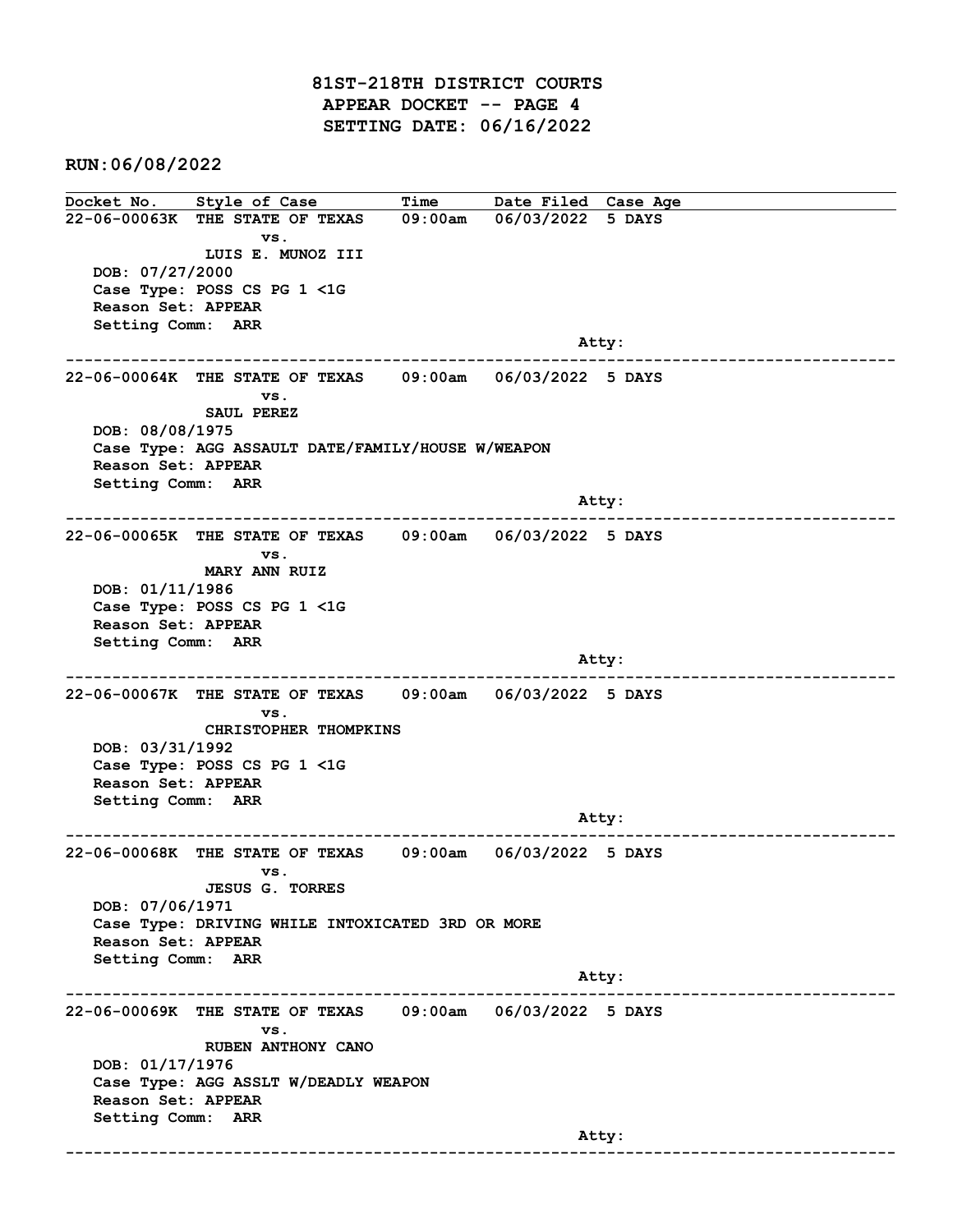# 81ST-218TH DISTRICT COURTS
## APPEAR DOCKET -- PAGE 4
## SETTING DATE: 06/16/2022

**RUN:06/08/2022**

| Docket No. | Style of Case | Time | Date Filed | Case Age |
|---|---|---|---|---|

**22-06-00063K** THE STATE OF TEXAS vs. LUIS E. MUNOZ III — 09:00am — 06/03/2022 — 5 DAYS

- DOB: 07/27/2000
- Case Type: POSS CS PG 1 <1G
- Reason Set: APPEAR
- Setting Comm: ARR
- Atty:

---

**22-06-00064K** THE STATE OF TEXAS vs. SAUL PEREZ — 09:00am — 06/03/2022 — 5 DAYS

- DOB: 08/08/1975
- Case Type: AGG ASSAULT DATE/FAMILY/HOUSE W/WEAPON
- Reason Set: APPEAR
- Setting Comm: ARR
- Atty:

---

**22-06-00065K** THE STATE OF TEXAS vs. MARY ANN RUIZ — 09:00am — 06/03/2022 — 5 DAYS

- DOB: 01/11/1986
- Case Type: POSS CS PG 1 <1G
- Reason Set: APPEAR
- Setting Comm: ARR
- Atty:

---

**22-06-00067K** THE STATE OF TEXAS vs. CHRISTOPHER THOMPKINS — 09:00am — 06/03/2022 — 5 DAYS

- DOB: 03/31/1992
- Case Type: POSS CS PG 1 <1G
- Reason Set: APPEAR
- Setting Comm: ARR
- Atty:

---

**22-06-00068K** THE STATE OF TEXAS vs. JESUS G. TORRES — 09:00am — 06/03/2022 — 5 DAYS

- DOB: 07/06/1971
- Case Type: DRIVING WHILE INTOXICATED 3RD OR MORE
- Reason Set: APPEAR
- Setting Comm: ARR
- Atty:

---

**22-06-00069K** THE STATE OF TEXAS vs. RUBEN ANTHONY CANO — 09:00am — 06/03/2022 — 5 DAYS

- DOB: 01/17/1976
- Case Type: AGG ASSLT W/DEADLY WEAPON
- Reason Set: APPEAR
- Setting Comm: ARR
- Atty:

---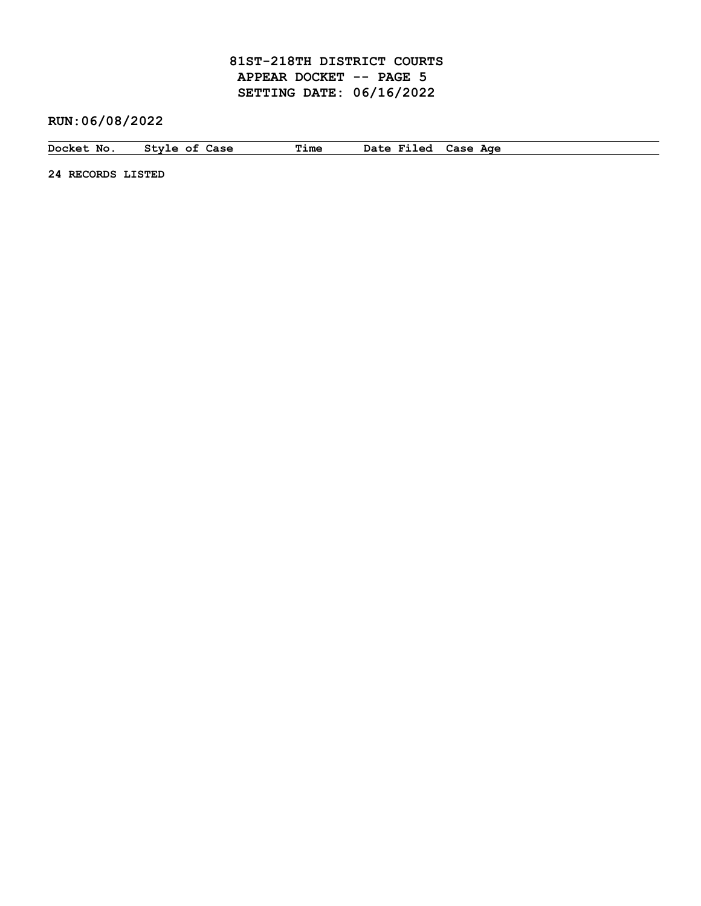**81ST-218TH DISTRICT COURTS**
**APPEAR DOCKET -- PAGE 5**
**SETTING DATE: 06/16/2022**

**RUN:06/08/2022**

| Docket No. | Style of Case | Time | Date Filed | Case Age |
| --- | --- | --- | --- | --- |

**24 RECORDS LISTED**